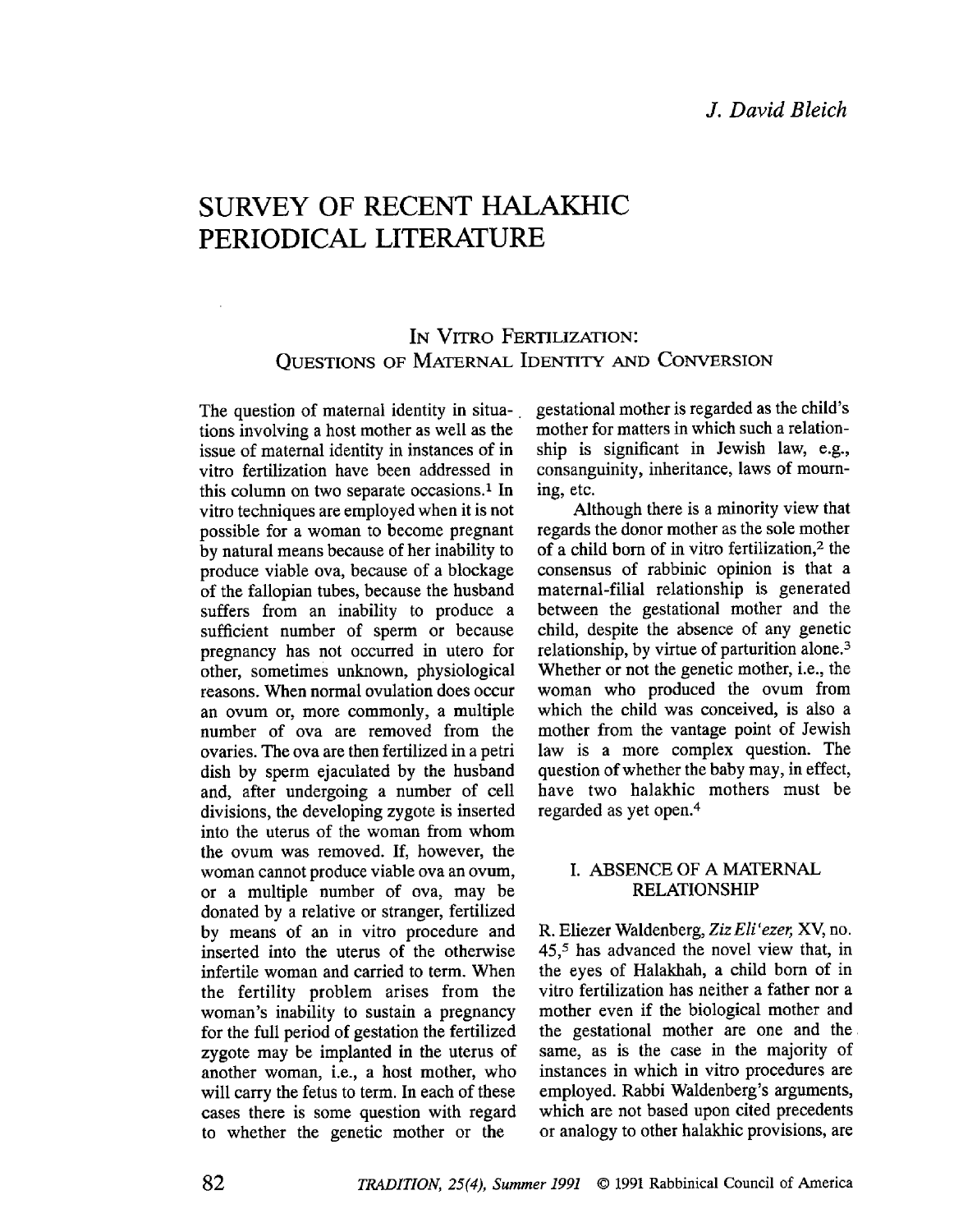*J. David Bleich*

# SURVEY OF RECENT HALAKHIC PERIODICAL LITERATURE

## In Vitro Fertilization: Questions of Maternal Identity and Conversion

The question of maternal identity in situations involving a host mother as well as the issue of maternal identity in instances of in vitro fertilization have been addressed in this column on two separate occasions.[1] In vitro techniques are employed when it is not possible for a woman to become pregnant by natural means because of her inability to produce viable ova, because of a blockage of the fallopian tubes, because the husband suffers from an inability to produce a sufficient number of sperm or because pregnancy has not occurred in utero for other, sometimes unknown, physiological reasons. When normal ovulation does occur an ovum or, more commonly, a multiple number of ova are removed from the ovaries. The ova are then fertilized in a petri dish by sperm ejaculated by the husband and, after undergoing a number of cell divisions, the developing zygote is inserted into the uterus of the woman from whom the ovum was removed. If, however, the woman cannot produce viable ova an ovum, or a multiple number of ova, may be donated by a relative or stranger, fertilized by means of an in vitro procedure and inserted into the uterus of the otherwise infertile woman and carried to term. When the fertility problem arises from the woman's inability to sustain a pregnancy for the full period of gestation the fertilized zygote may be implanted in the uterus of another woman, i.e., a host mother, who will carry the fetus to term. In each of these cases there is some question with regard to whether the genetic mother or the gestational mother is regarded as the child's mother for matters in which such a relationship is significant in Jewish law, e.g., consanguinity, inheritance, laws of mourning, etc.

Although there is a minority view that regards the donor mother as the sole mother of a child born of in vitro fertilization,[2] the consensus of rabbinic opinion is that a maternal-filial relationship is generated between the gestational mother and the child, despite the absence of any genetic relationship, by virtue of parturition alone.[3] Whether or not the genetic mother, i.e., the woman who produced the ovum from which the child was conceived, is also a mother from the vantage point of Jewish law is a more complex question. The question of whether the baby may, in effect, have two halakhic mothers must be regarded as yet open.[4]

### I. ABSENCE OF A MATERNAL RELATIONSHIP

R. Eliezer Waldenberg, *Ziz Eli'ezer,* XV, no. 45,[5] has advanced the novel view that, in the eyes of Halakhah, a child born of in vitro fertilization has neither a father nor a mother even if the biological mother and the gestational mother are one and the same, as is the case in the majority of instances in which in vitro procedures are employed. Rabbi Waldenberg's arguments, which are not based upon cited precedents or analogy to other halakhic provisions, are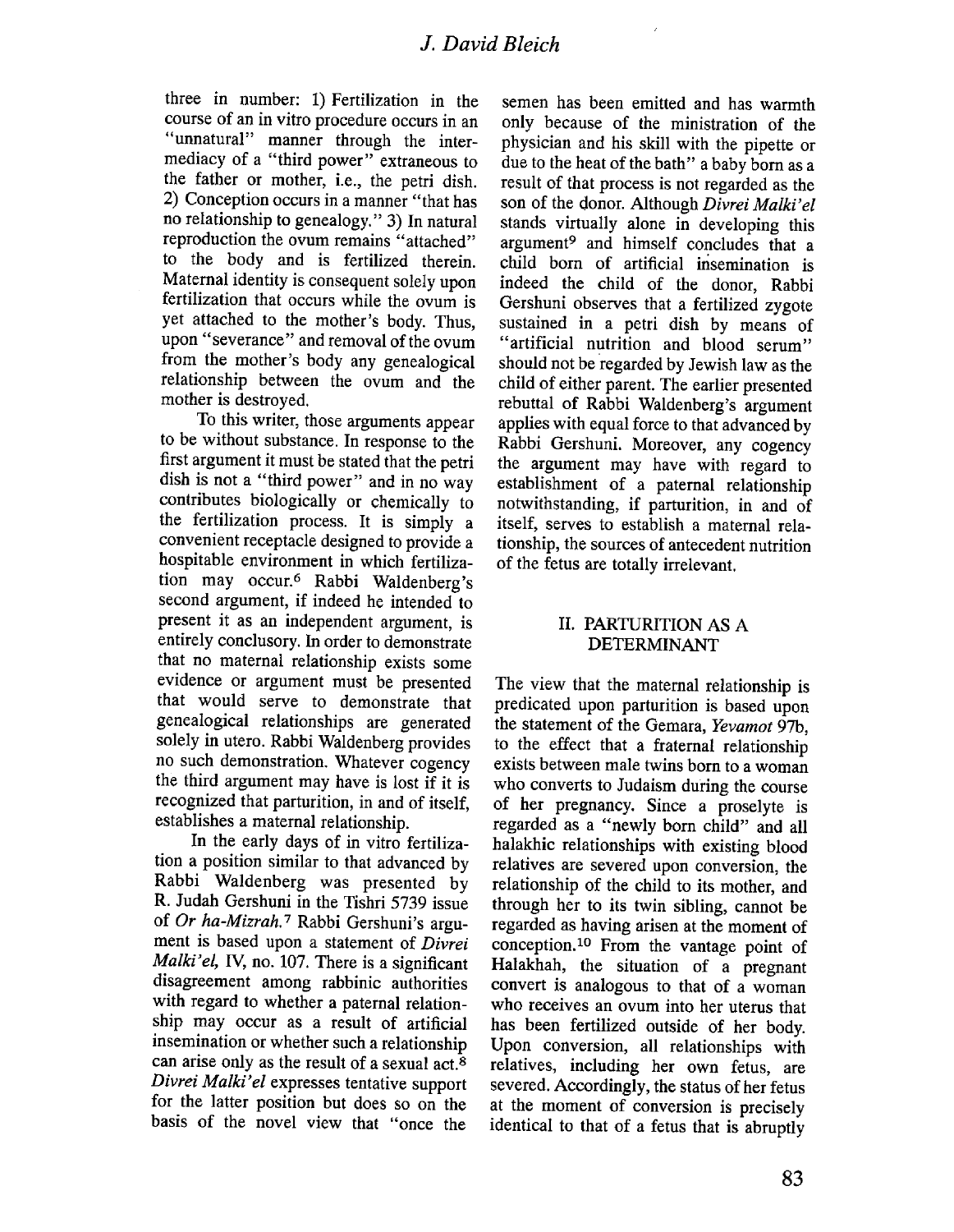three in number: 1) Fertilization in the course of an in vitro procedure occurs in an "unnatural" manner through the intermediacy of a "third power" extraneous to the father or mother, i.e., the petri dish. 2) Conception occurs in a manner "that has no relationship to genealogy." 3) In natural reproduction the ovum remains "attached" to the body and is fertilized therein. Maternal identity is consequent solely upon fertilization that occurs while the ovum is yet attached to the mother's body. Thus, upon "severance" and removal of the ovum from the mother's body any genealogical relationship between the ovum and the mother is destroyed.

To this writer, those arguments appear to be without substance. In response to the first argument it must be stated that the petri dish is not a "third power" and in no way contributes biologically or chemically to the fertilization process. It is simply a convenient receptacle designed to provide a hospitable environment in which fertilization may occur.[6] Rabbi Waldenberg's second argument, if indeed he intended to present it as an independent argument, is entirely conclusory. In order to demonstrate that no maternal relationship exists some evidence or argument must be presented that would serve to demonstrate that genealogical relationships are generated solely in utero. Rabbi Waldenberg provides no such demonstration. Whatever cogency the third argument may have is lost if it is recognized that parturition, in and of itself, establishes a maternal relationship.

In the early days of in vitro fertilization a position similar to that advanced by Rabbi Waldenberg was presented by R. Judah Gershuni in the Tishri 5739 issue of *Or ha-Mizrah*.[7] Rabbi Gershuni's argument is based upon a statement of *Divrei Malki'el*, IV, no. 107. There is a significant disagreement among rabbinic authorities with regard to whether a paternal relationship may occur as a result of artificial insemination or whether such a relationship can arise only as the result of a sexual act.[8] *Divrei Malki'el* expresses tentative support for the latter position but does so on the basis of the novel view that "once the semen has been emitted and has warmth only because of the ministration of the physician and his skill with the pipette or due to the heat of the bath" a baby born as a result of that process is not regarded as the son of the donor. Although *Divrei Malki'el* stands virtually alone in developing this argument[9] and himself concludes that a child born of artificial insemination is indeed the child of the donor, Rabbi Gershuni observes that a fertilized zygote sustained in a petri dish by means of "artificial nutrition and blood serum" should not be regarded by Jewish law as the child of either parent. The earlier presented rebuttal of Rabbi Waldenberg's argument applies with equal force to that advanced by Rabbi Gershuni. Moreover, any cogency the argument may have with regard to establishment of a paternal relationship notwithstanding, if parturition, in and of itself, serves to establish a maternal relationship, the sources of antecedent nutrition of the fetus are totally irrelevant.

## II. PARTURITION AS A DETERMINANT

The view that the maternal relationship is predicated upon parturition is based upon the statement of the Gemara, *Yevamot* 97b, to the effect that a fraternal relationship exists between male twins born to a woman who converts to Judaism during the course of her pregnancy. Since a proselyte is regarded as a "newly born child" and all halakhic relationships with existing blood relatives are severed upon conversion, the relationship of the child to its mother, and through her to its twin sibling, cannot be regarded as having arisen at the moment of conception.[10] From the vantage point of Halakhah, the situation of a pregnant convert is analogous to that of a woman who receives an ovum into her uterus that has been fertilized outside of her body. Upon conversion, all relationships with relatives, including her own fetus, are severed. Accordingly, the status of her fetus at the moment of conversion is precisely identical to that of a fetus that is abruptly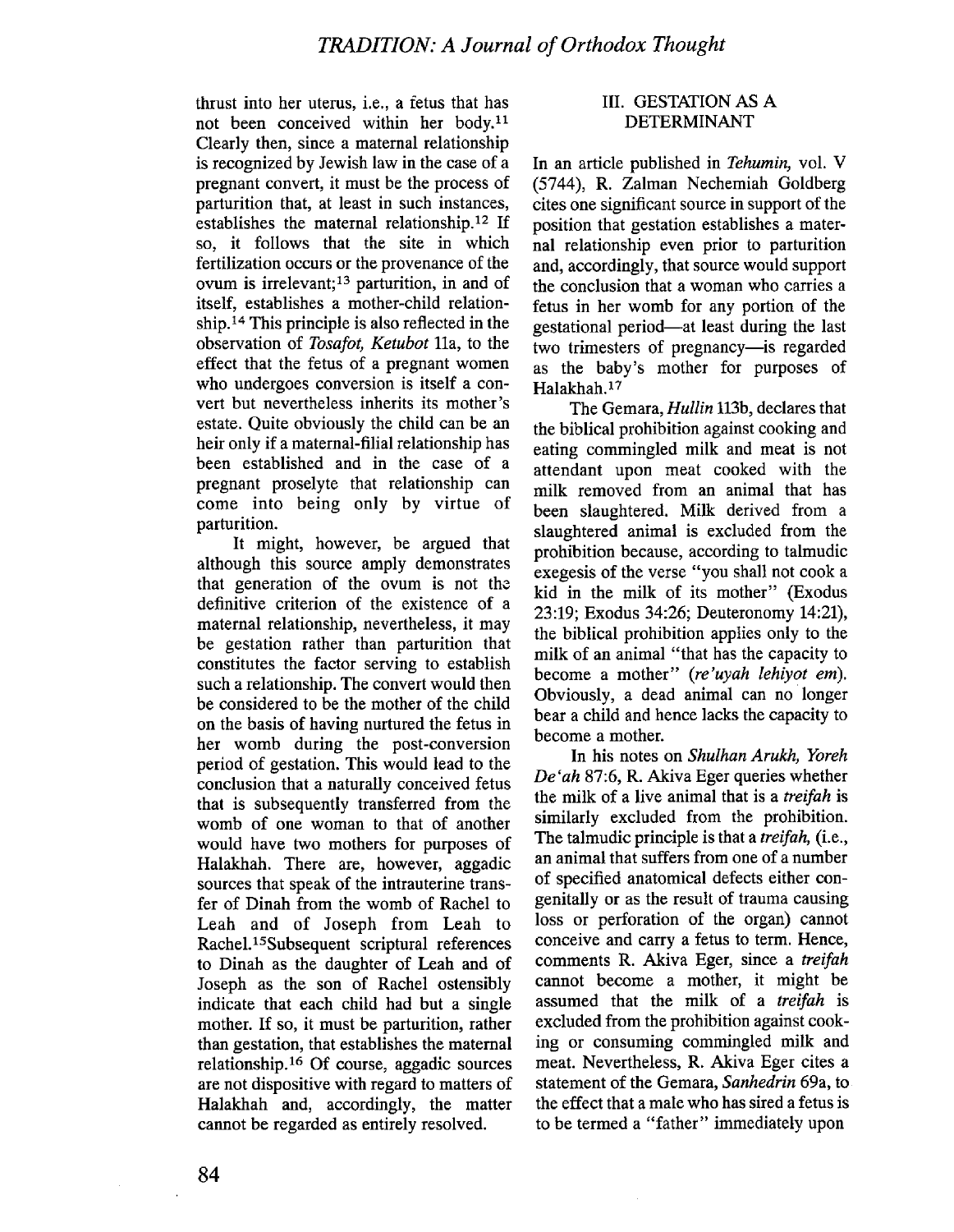thrust into her uterus, i.e., a fetus that has not been conceived within her body.[11] Clearly then, since a maternal relationship is recognized by Jewish law in the case of a pregnant convert, it must be the process of parturition that, at least in such instances, establishes the maternal relationship.[12] If so, it follows that the site in which fertilization occurs or the provenance of the ovum is irrelevant;[13] parturition, in and of itself, establishes a mother-child relationship.[14] This principle is also reflected in the observation of *Tosafot, Ketubot* 11a, to the effect that the fetus of a pregnant women who undergoes conversion is itself a convert but nevertheless inherits its mother's estate. Quite obviously the child can be an heir only if a maternal-filial relationship has been established and in the case of a pregnant proselyte that relationship can come into being only by virtue of parturition.

It might, however, be argued that although this source amply demonstrates that generation of the ovum is not the definitive criterion of the existence of a maternal relationship, nevertheless, it may be gestation rather than parturition that constitutes the factor serving to establish such a relationship. The convert would then be considered to be the mother of the child on the basis of having nurtured the fetus in her womb during the post-conversion period of gestation. This would lead to the conclusion that a naturally conceived fetus that is subsequently transferred from the womb of one woman to that of another would have two mothers for purposes of Halakhah. There are, however, aggadic sources that speak of the intrauterine transfer of Dinah from the womb of Rachel to Leah and of Joseph from Leah to Rachel.[15] Subsequent scriptural references to Dinah as the daughter of Leah and of Joseph as the son of Rachel ostensibly indicate that each child had but a single mother. If so, it must be parturition, rather than gestation, that establishes the maternal relationship.[16] Of course, aggadic sources are not dispositive with regard to matters of Halakhah and, accordingly, the matter cannot be regarded as entirely resolved.

## III. GESTATION AS A DETERMINANT

In an article published in *Tehumin,* vol. V (5744), R. Zalman Nechemiah Goldberg cites one significant source in support of the position that gestation establishes a maternal relationship even prior to parturition and, accordingly, that source would support the conclusion that a woman who carries a fetus in her womb for any portion of the gestational period—at least during the last two trimesters of pregnancy—is regarded as the baby's mother for purposes of Halakhah.[17]

The Gemara, *Hullin* 113b, declares that the biblical prohibition against cooking and eating commingled milk and meat is not attendant upon meat cooked with the milk removed from an animal that has been slaughtered. Milk derived from a slaughtered animal is excluded from the prohibition because, according to talmudic exegesis of the verse "you shall not cook a kid in the milk of its mother" (Exodus 23:19; Exodus 34:26; Deuteronomy 14:21), the biblical prohibition applies only to the milk of an animal "that has the capacity to become a mother" (*re'uyah lehiyot em*). Obviously, a dead animal can no longer bear a child and hence lacks the capacity to become a mother.

In his notes on *Shulhan Arukh, Yoreh De'ah* 87:6, R. Akiva Eger queries whether the milk of a live animal that is a *treifah* is similarly excluded from the prohibition. The talmudic principle is that a *treifah,* (i.e., an animal that suffers from one of a number of specified anatomical defects either congenitally or as the result of trauma causing loss or perforation of the organ) cannot conceive and carry a fetus to term. Hence, comments R. Akiva Eger, since a *treifah* cannot become a mother, it might be assumed that the milk of a *treifah* is excluded from the prohibition against cooking or consuming commingled milk and meat. Nevertheless, R. Akiva Eger cites a statement of the Gemara, *Sanhedrin* 69a, to the effect that a male who has sired a fetus is to be termed a "father" immediately upon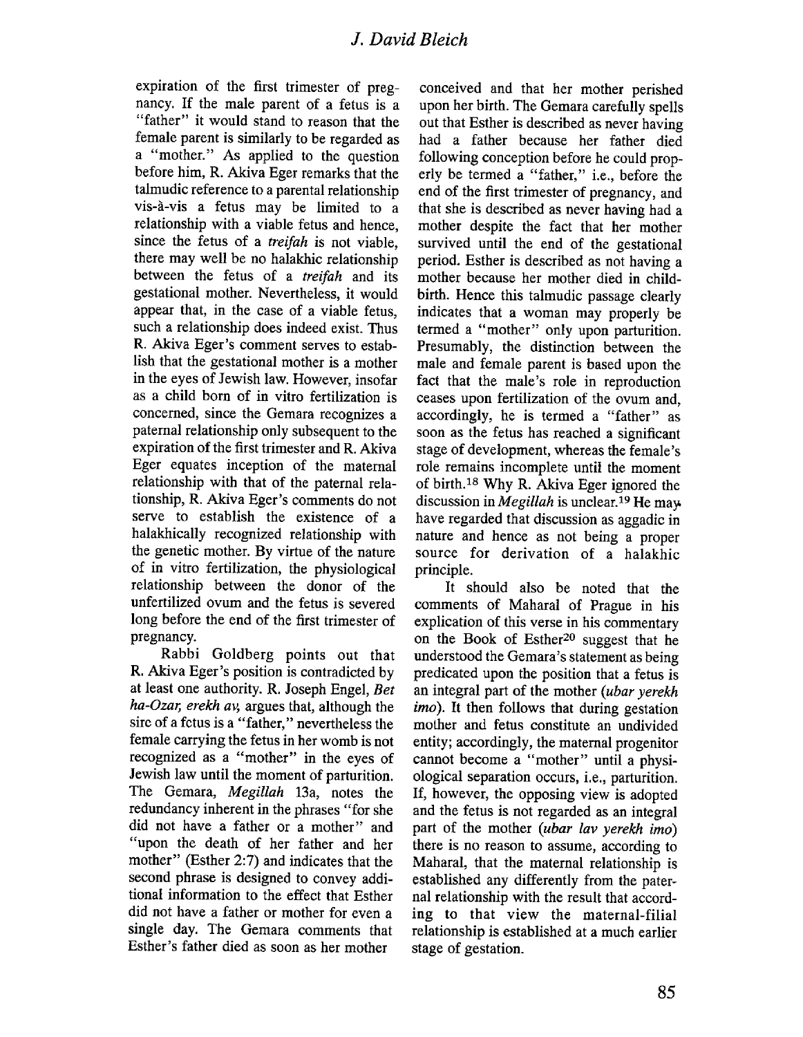expiration of the first trimester of pregnancy. If the male parent of a fetus is a "father" it would stand to reason that the female parent is similarly to be regarded as a "mother." As applied to the question before him, R. Akiva Eger remarks that the talmudic reference to a parental relationship vis-à-vis a fetus may be limited to a relationship with a viable fetus and hence, since the fetus of a *treifah* is not viable, there may well be no halakhic relationship between the fetus of a *treifah* and its gestational mother. Nevertheless, it would appear that, in the case of a viable fetus, such a relationship does indeed exist. Thus R. Akiva Eger's comment serves to establish that the gestational mother is a mother in the eyes of Jewish law. However, insofar as a child born of in vitro fertilization is concerned, since the Gemara recognizes a paternal relationship only subsequent to the expiration of the first trimester and R. Akiva Eger equates inception of the maternal relationship with that of the paternal relationship, R. Akiva Eger's comments do not serve to establish the existence of a halakhically recognized relationship with the genetic mother. By virtue of the nature of in vitro fertilization, the physiological relationship between the donor of the unfertilized ovum and the fetus is severed long before the end of the first trimester of pregnancy.

Rabbi Goldberg points out that R. Akiva Eger's position is contradicted by at least one authority. R. Joseph Engel, *Bet ha-Ozar, erekh av,* argues that, although the sire of a fetus is a "father," nevertheless the female carrying the fetus in her womb is not recognized as a "mother" in the eyes of Jewish law until the moment of parturition. The Gemara, *Megillah* 13a, notes the redundancy inherent in the phrases "for she did not have a father or a mother" and "upon the death of her father and her mother" (Esther 2:7) and indicates that the second phrase is designed to convey additional information to the effect that Esther did not have a father or mother for even a single day. The Gemara comments that Esther's father died as soon as her mother conceived and that her mother perished upon her birth. The Gemara carefully spells out that Esther is described as never having had a father because her father died following conception before he could properly be termed a "father," i.e., before the end of the first trimester of pregnancy, and that she is described as never having had a mother despite the fact that her mother survived until the end of the gestational period. Esther is described as not having a mother because her mother died in childbirth. Hence this talmudic passage clearly indicates that a woman may properly be termed a "mother" only upon parturition. Presumably, the distinction between the male and female parent is based upon the fact that the male's role in reproduction ceases upon fertilization of the ovum and, accordingly, he is termed a "father" as soon as the fetus has reached a significant stage of development, whereas the female's role remains incomplete until the moment of birth.[18] Why R. Akiva Eger ignored the discussion in *Megillah* is unclear.[19] He may have regarded that discussion as aggadic in nature and hence as not being a proper source for derivation of a halakhic principle.

It should also be noted that the comments of Maharal of Prague in his explication of this verse in his commentary on the Book of Esther[20] suggest that he understood the Gemara's statement as being predicated upon the position that a fetus is an integral part of the mother (*ubar yerekh imo*). It then follows that during gestation mother and fetus constitute an undivided entity; accordingly, the maternal progenitor cannot become a "mother" until a physiological separation occurs, i.e., parturition. If, however, the opposing view is adopted and the fetus is not regarded as an integral part of the mother (*ubar lav yerekh imo*) there is no reason to assume, according to Maharal, that the maternal relationship is established any differently from the paternal relationship with the result that according to that view the maternal-filial relationship is established at a much earlier stage of gestation.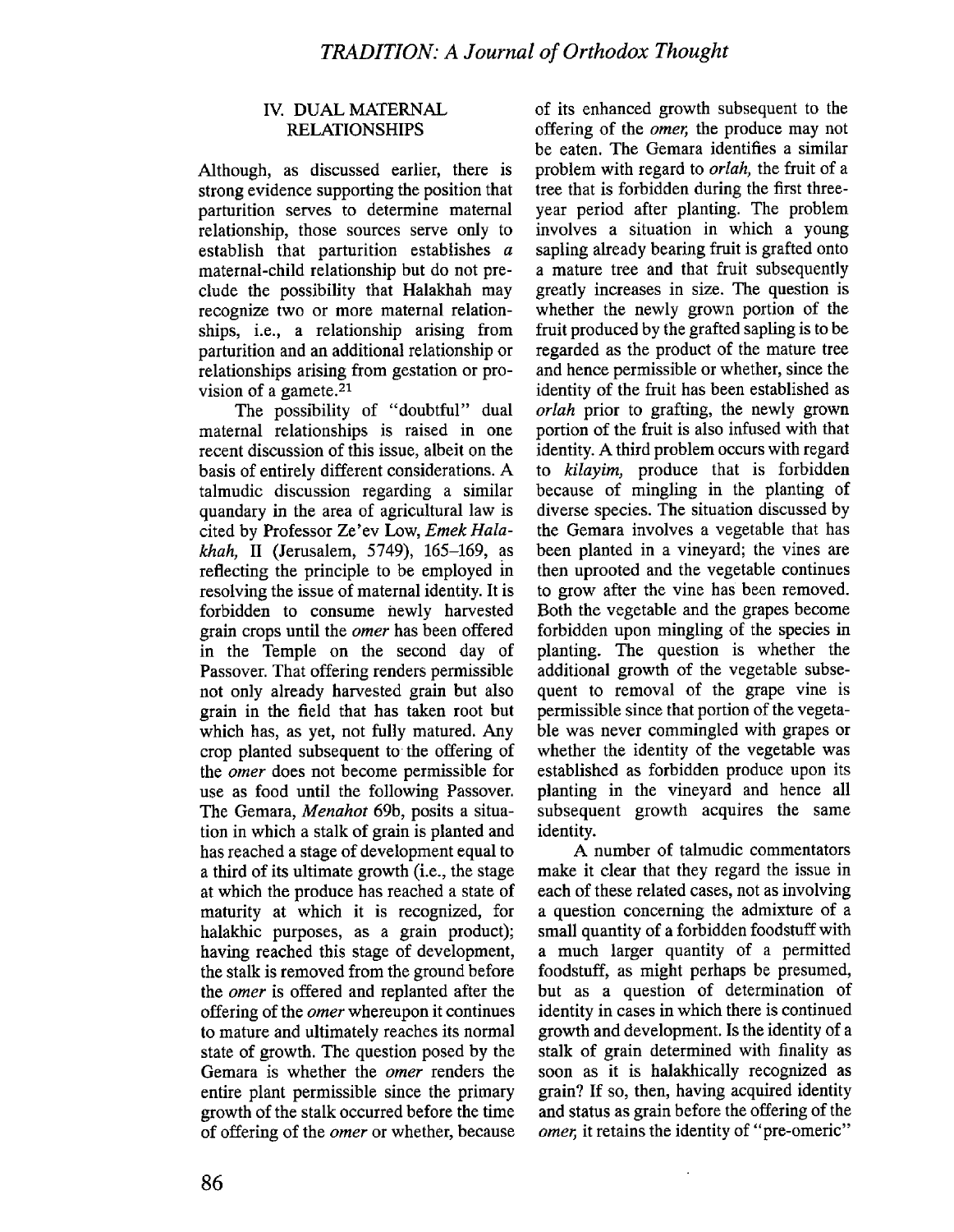## IV. DUAL MATERNAL RELATIONSHIPS

Although, as discussed earlier, there is strong evidence supporting the position that parturition serves to determine maternal relationship, those sources serve only to establish that parturition establishes *a* maternal-child relationship but do not preclude the possibility that Halakhah may recognize two or more maternal relationships, i.e., a relationship arising from parturition and an additional relationship or relationships arising from gestation or provision of a gamete.[21]

The possibility of "doubtful" dual maternal relationships is raised in one recent discussion of this issue, albeit on the basis of entirely different considerations. A talmudic discussion regarding a similar quandary in the area of agricultural law is cited by Professor Ze'ev Low, *Emek Halakhah*, II (Jerusalem, 5749), 165–169, as reflecting the principle to be employed in resolving the issue of maternal identity. It is forbidden to consume newly harvested grain crops until the *omer* has been offered in the Temple on the second day of Passover. That offering renders permissible not only already harvested grain but also grain in the field that has taken root but which has, as yet, not fully matured. Any crop planted subsequent to the offering of the *omer* does not become permissible for use as food until the following Passover. The Gemara, *Menahot* 69b, posits a situation in which a stalk of grain is planted and has reached a stage of development equal to a third of its ultimate growth (i.e., the stage at which the produce has reached a state of maturity at which it is recognized, for halakhic purposes, as a grain product); having reached this stage of development, the stalk is removed from the ground before the *omer* is offered and replanted after the offering of the *omer* whereupon it continues to mature and ultimately reaches its normal state of growth. The question posed by the Gemara is whether the *omer* renders the entire plant permissible since the primary growth of the stalk occurred before the time of offering of the *omer* or whether, because of its enhanced growth subsequent to the offering of the *omer*, the produce may not be eaten. The Gemara identifies a similar problem with regard to *orlah*, the fruit of a tree that is forbidden during the first three-year period after planting. The problem involves a situation in which a young sapling already bearing fruit is grafted onto a mature tree and that fruit subsequently greatly increases in size. The question is whether the newly grown portion of the fruit produced by the grafted sapling is to be regarded as the product of the mature tree and hence permissible or whether, since the identity of the fruit has been established as *orlah* prior to grafting, the newly grown portion of the fruit is also infused with that identity. A third problem occurs with regard to *kilayim*, produce that is forbidden because of mingling in the planting of diverse species. The situation discussed by the Gemara involves a vegetable that has been planted in a vineyard; the vines are then uprooted and the vegetable continues to grow after the vine has been removed. Both the vegetable and the grapes become forbidden upon mingling of the species in planting. The question is whether the additional growth of the vegetable subsequent to removal of the grape vine is permissible since that portion of the vegetable was never commingled with grapes or whether the identity of the vegetable was established as forbidden produce upon its planting in the vineyard and hence all subsequent growth acquires the same identity.

A number of talmudic commentators make it clear that they regard the issue in each of these related cases, not as involving a question concerning the admixture of a small quantity of a forbidden foodstuff with a much larger quantity of a permitted foodstuff, as might perhaps be presumed, but as a question of determination of identity in cases in which there is continued growth and development. Is the identity of a stalk of grain determined with finality as soon as it is halakhically recognized as grain? If so, then, having acquired identity and status as grain before the offering of the *omer*, it retains the identity of "pre-omeric"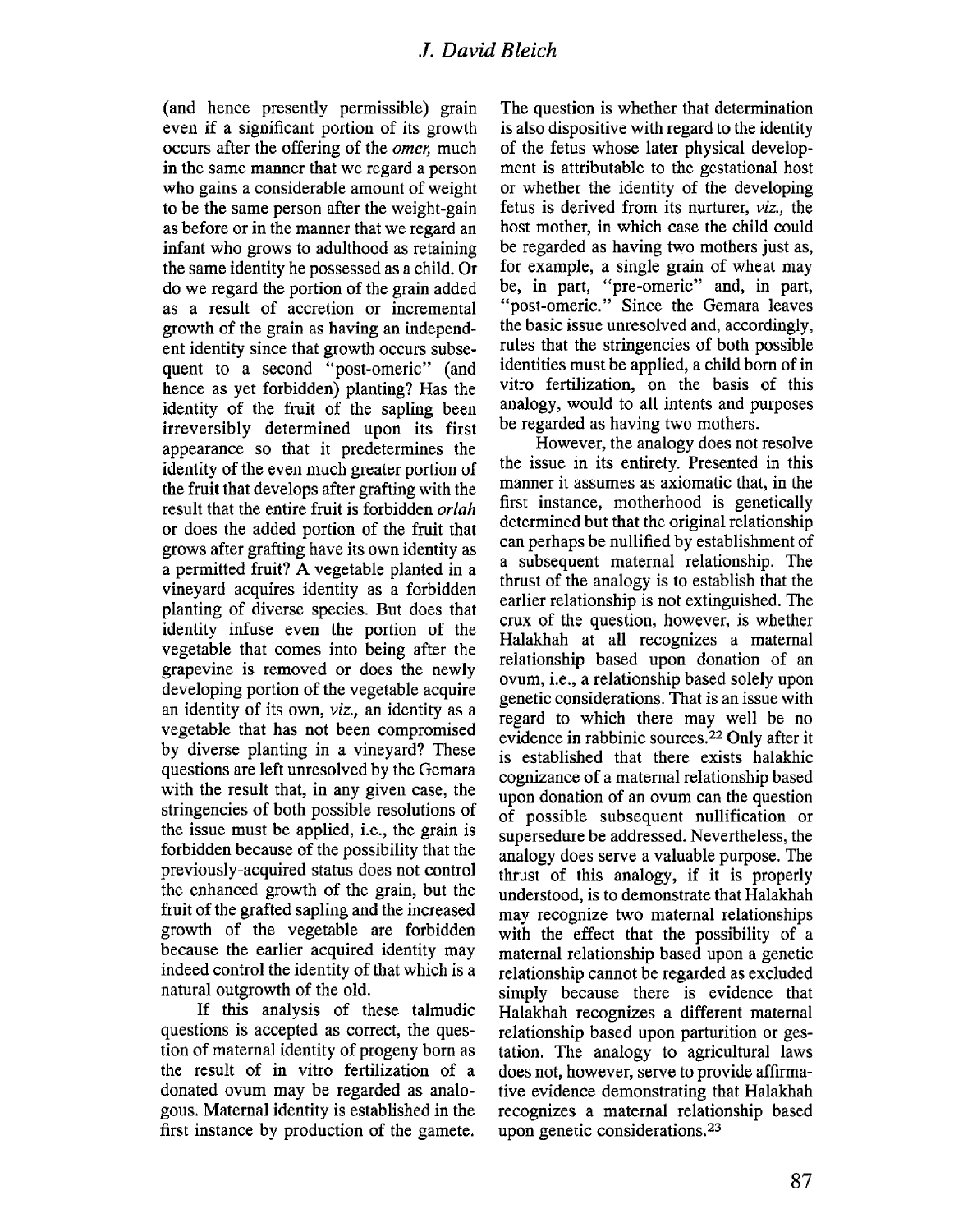(and hence presently permissible) grain even if a significant portion of its growth occurs after the offering of the *omer,* much in the same manner that we regard a person who gains a considerable amount of weight to be the same person after the weight-gain as before or in the manner that we regard an infant who grows to adulthood as retaining the same identity he possessed as a child. Or do we regard the portion of the grain added as a result of accretion or incremental growth of the grain as having an independent identity since that growth occurs subsequent to a second "post-omeric" (and hence as yet forbidden) planting? Has the identity of the fruit of the sapling been irreversibly determined upon its first appearance so that it predetermines the identity of the even much greater portion of the fruit that develops after grafting with the result that the entire fruit is forbidden *orlah* or does the added portion of the fruit that grows after grafting have its own identity as a permitted fruit? A vegetable planted in a vineyard acquires identity as a forbidden planting of diverse species. But does that identity infuse even the portion of the vegetable that comes into being after the grapevine is removed or does the newly developing portion of the vegetable acquire an identity of its own, *viz.,* an identity as a vegetable that has not been compromised by diverse planting in a vineyard? These questions are left unresolved by the Gemara with the result that, in any given case, the stringencies of both possible resolutions of the issue must be applied, i.e., the grain is forbidden because of the possibility that the previously-acquired status does not control the enhanced growth of the grain, but the fruit of the grafted sapling and the increased growth of the vegetable are forbidden because the earlier acquired identity may indeed control the identity of that which is a natural outgrowth of the old.

If this analysis of these talmudic questions is accepted as correct, the question of maternal identity of progeny born as the result of in vitro fertilization of a donated ovum may be regarded as analogous. Maternal identity is established in the first instance by production of the gamete. The question is whether that determination is also dispositive with regard to the identity of the fetus whose later physical development is attributable to the gestational host or whether the identity of the developing fetus is derived from its nurturer, *viz.,* the host mother, in which case the child could be regarded as having two mothers just as, for example, a single grain of wheat may be, in part, "pre-omeric" and, in part, "post-omeric." Since the Gemara leaves the basic issue unresolved and, accordingly, rules that the stringencies of both possible identities must be applied, a child born of in vitro fertilization, on the basis of this analogy, would to all intents and purposes be regarded as having two mothers.

However, the analogy does not resolve the issue in its entirety. Presented in this manner it assumes as axiomatic that, in the first instance, motherhood is genetically determined but that the original relationship can perhaps be nullified by establishment of a subsequent maternal relationship. The thrust of the analogy is to establish that the earlier relationship is not extinguished. The crux of the question, however, is whether Halakhah at all recognizes a maternal relationship based upon donation of an ovum, i.e., a relationship based solely upon genetic considerations. That is an issue with regard to which there may well be no evidence in rabbinic sources.[22] Only after it is established that there exists halakhic cognizance of a maternal relationship based upon donation of an ovum can the question of possible subsequent nullification or supersedure be addressed. Nevertheless, the analogy does serve a valuable purpose. The thrust of this analogy, if it is properly understood, is to demonstrate that Halakhah may recognize two maternal relationships with the effect that the possibility of a maternal relationship based upon a genetic relationship cannot be regarded as excluded simply because there is evidence that Halakhah recognizes a different maternal relationship based upon parturition or gestation. The analogy to agricultural laws does not, however, serve to provide affirmative evidence demonstrating that Halakhah recognizes a maternal relationship based upon genetic considerations.[23]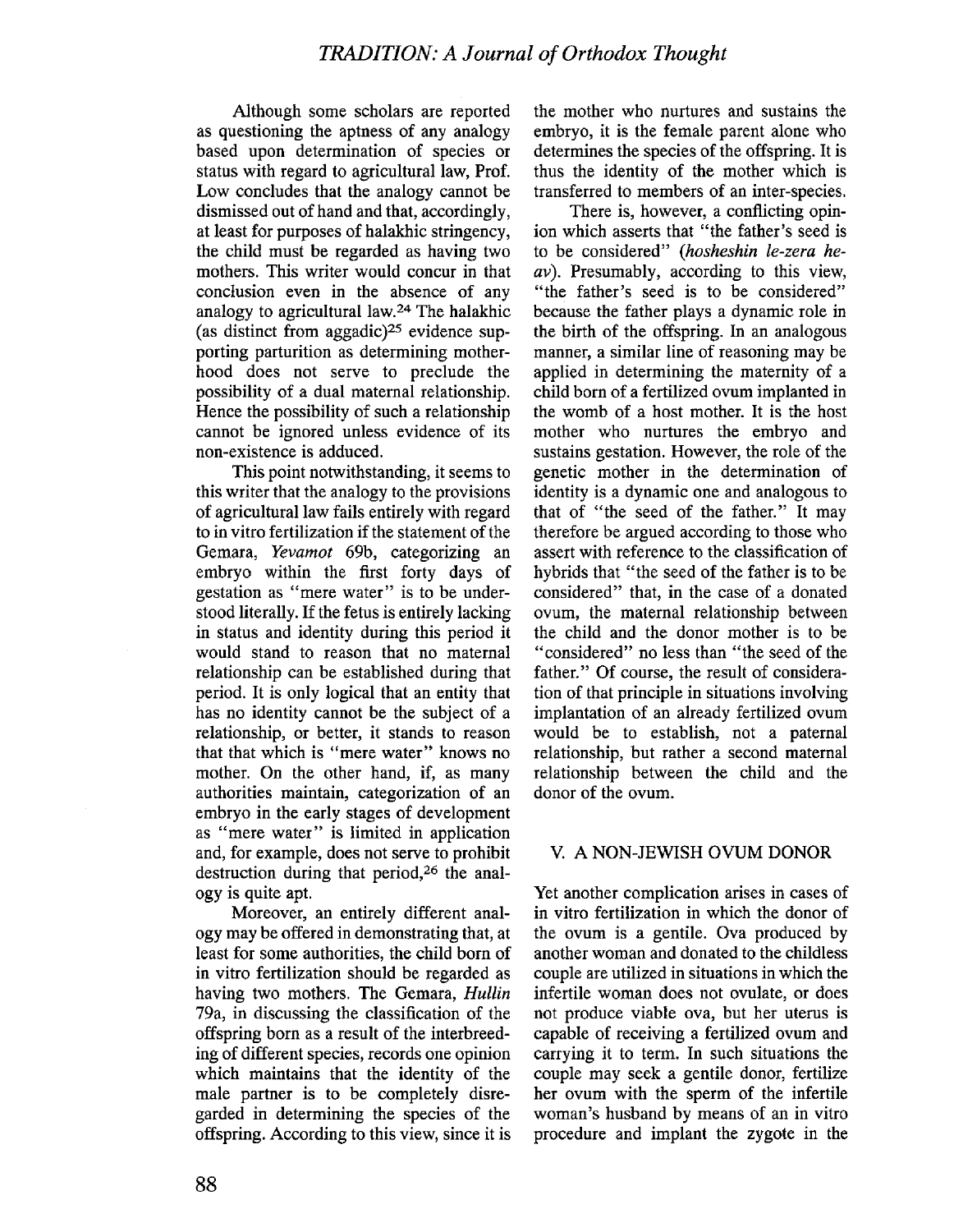Although some scholars are reported as questioning the aptness of any analogy based upon determination of species or status with regard to agricultural law, Prof. Low concludes that the analogy cannot be dismissed out of hand and that, accordingly, at least for purposes of halakhic stringency, the child must be regarded as having two mothers. This writer would concur in that conclusion even in the absence of any analogy to agricultural law.[24] The halakhic (as distinct from aggadic)[25] evidence supporting parturition as determining motherhood does not serve to preclude the possibility of a dual maternal relationship. Hence the possibility of such a relationship cannot be ignored unless evidence of its non-existence is adduced.

This point notwithstanding, it seems to this writer that the analogy to the provisions of agricultural law fails entirely with regard to in vitro fertilization if the statement of the Gemara, *Yevamot* 69b, categorizing an embryo within the first forty days of gestation as "mere water" is to be understood literally. If the fetus is entirely lacking in status and identity during this period it would stand to reason that no maternal relationship can be established during that period. It is only logical that an entity that has no identity cannot be the subject of a relationship, or better, it stands to reason that that which is "mere water" knows no mother. On the other hand, if, as many authorities maintain, categorization of an embryo in the early stages of development as "mere water" is limited in application and, for example, does not serve to prohibit destruction during that period,[26] the analogy is quite apt.

Moreover, an entirely different analogy may be offered in demonstrating that, at least for some authorities, the child born of in vitro fertilization should be regarded as having two mothers. The Gemara, *Hullin* 79a, in discussing the classification of the offspring born as a result of the interbreeding of different species, records one opinion which maintains that the identity of the male partner is to be completely disregarded in determining the species of the offspring. According to this view, since it is the mother who nurtures and sustains the embryo, it is the female parent alone who determines the species of the offspring. It is thus the identity of the mother which is transferred to members of an inter-species.

There is, however, a conflicting opinion which asserts that "the father's seed is to be considered" (*hosheshin le-zera he-av*). Presumably, according to this view, "the father's seed is to be considered" because the father plays a dynamic role in the birth of the offspring. In an analogous manner, a similar line of reasoning may be applied in determining the maternity of a child born of a fertilized ovum implanted in the womb of a host mother. It is the host mother who nurtures the embryo and sustains gestation. However, the role of the genetic mother in the determination of identity is a dynamic one and analogous to that of "the seed of the father." It may therefore be argued according to those who assert with reference to the classification of hybrids that "the seed of the father is to be considered" that, in the case of a donated ovum, the maternal relationship between the child and the donor mother is to be "considered" no less than "the seed of the father." Of course, the result of consideration of that principle in situations involving implantation of an already fertilized ovum would be to establish, not a paternal relationship, but rather a second maternal relationship between the child and the donor of the ovum.

## V. A NON-JEWISH OVUM DONOR

Yet another complication arises in cases of in vitro fertilization in which the donor of the ovum is a gentile. Ova produced by another woman and donated to the childless couple are utilized in situations in which the infertile woman does not ovulate, or does not produce viable ova, but her uterus is capable of receiving a fertilized ovum and carrying it to term. In such situations the couple may seek a gentile donor, fertilize her ovum with the sperm of the infertile woman's husband by means of an in vitro procedure and implant the zygote in the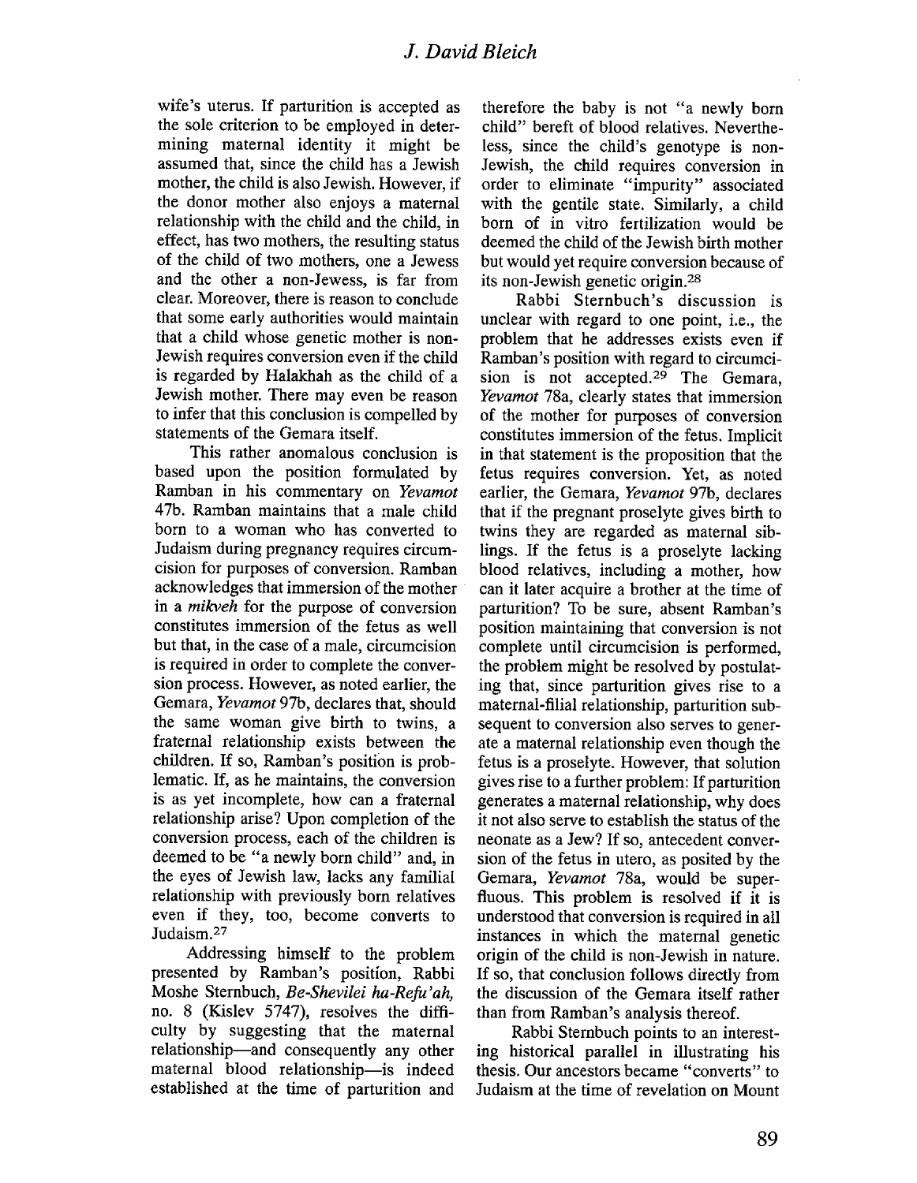wife's uterus. If parturition is accepted as the sole criterion to be employed in determining maternal identity it might be assumed that, since the child has a Jewish mother, the child is also Jewish. However, if the donor mother also enjoys a maternal relationship with the child and the child, in effect, has two mothers, the resulting status of the child of two mothers, one a Jewess and the other a non-Jewess, is far from clear. Moreover, there is reason to conclude that some early authorities would maintain that a child whose genetic mother is non-Jewish requires conversion even if the child is regarded by Halakhah as the child of a Jewish mother. There may even be reason to infer that this conclusion is compelled by statements of the Gemara itself.

This rather anomalous conclusion is based upon the position formulated by Ramban in his commentary on *Yevamot* 47b. Ramban maintains that a male child born to a woman who has converted to Judaism during pregnancy requires circumcision for purposes of conversion. Ramban acknowledges that immersion of the mother in a *mikveh* for the purpose of conversion constitutes immersion of the fetus as well but that, in the case of a male, circumcision is required in order to complete the conversion process. However, as noted earlier, the Gemara, *Yevamot* 97b, declares that, should the same woman give birth to twins, a fraternal relationship exists between the children. If so, Ramban's position is problematic. If, as he maintains, the conversion is as yet incomplete, how can a fraternal relationship arise? Upon completion of the conversion process, each of the children is deemed to be "a newly born child" and, in the eyes of Jewish law, lacks any familial relationship with previously born relatives even if they, too, become converts to Judaism.[27]

Addressing himself to the problem presented by Ramban's position, Rabbi Moshe Sternbuch, *Be-Shevilei ha-Refu'ah*, no. 8 (Kislev 5747), resolves the difficulty by suggesting that the maternal relationship—and consequently any other maternal blood relationship—is indeed established at the time of parturition and therefore the baby is not "a newly born child" bereft of blood relatives. Nevertheless, since the child's genotype is non-Jewish, the child requires conversion in order to eliminate "impurity" associated with the gentile state. Similarly, a child born of in vitro fertilization would be deemed the child of the Jewish birth mother but would yet require conversion because of its non-Jewish genetic origin.[28]

Rabbi Sternbuch's discussion is unclear with regard to one point, i.e., the problem that he addresses exists even if Ramban's position with regard to circumcision is not accepted.[29] The Gemara, *Yevamot* 78a, clearly states that immersion of the mother for purposes of conversion constitutes immersion of the fetus. Implicit in that statement is the proposition that the fetus requires conversion. Yet, as noted earlier, the Gemara, *Yevamot* 97b, declares that if the pregnant proselyte gives birth to twins they are regarded as maternal siblings. If the fetus is a proselyte lacking blood relatives, including a mother, how can it later acquire a brother at the time of parturition? To be sure, absent Ramban's position maintaining that conversion is not complete until circumcision is performed, the problem might be resolved by postulating that, since parturition gives rise to a maternal-filial relationship, parturition subsequent to conversion also serves to generate a maternal relationship even though the fetus is a proselyte. However, that solution gives rise to a further problem: If parturition generates a maternal relationship, why does it not also serve to establish the status of the neonate as a Jew? If so, antecedent conversion of the fetus in utero, as posited by the Gemara, *Yevamot* 78a, would be superfluous. This problem is resolved if it is understood that conversion is required in all instances in which the maternal genetic origin of the child is non-Jewish in nature. If so, that conclusion follows directly from the discussion of the Gemara itself rather than from Ramban's analysis thereof.

Rabbi Sternbuch points to an interesting historical parallel in illustrating his thesis. Our ancestors became "converts" to Judaism at the time of revelation on Mount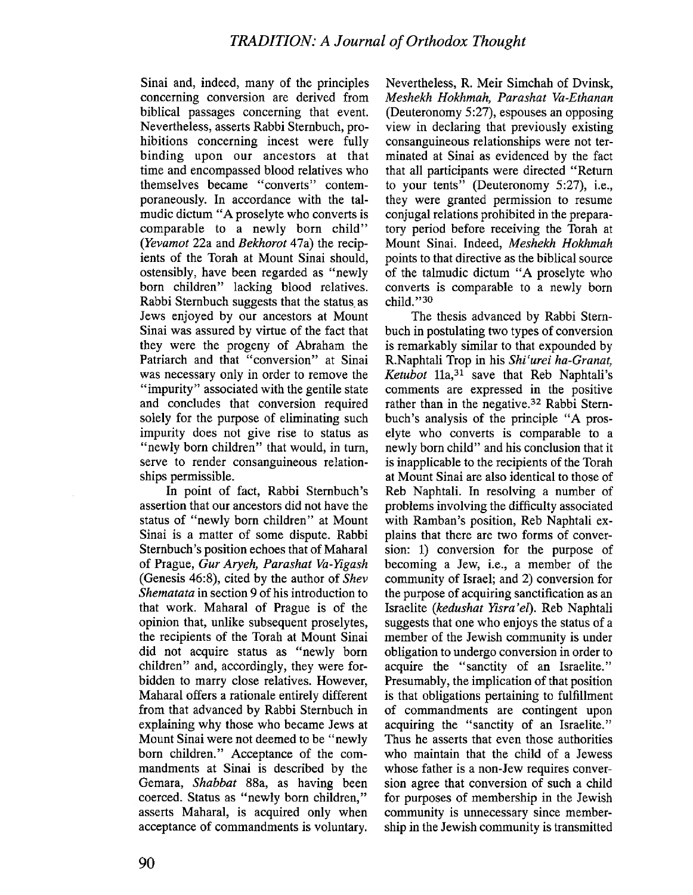Sinai and, indeed, many of the principles concerning conversion are derived from biblical passages concerning that event. Nevertheless, asserts Rabbi Sternbuch, prohibitions concerning incest were fully binding upon our ancestors at that time and encompassed blood relatives who themselves became "converts" contemporaneously. In accordance with the talmudic dictum "A proselyte who converts is comparable to a newly born child" (*Yevamot* 22a and *Bekhorot* 47a) the recipients of the Torah at Mount Sinai should, ostensibly, have been regarded as "newly born children" lacking blood relatives. Rabbi Sternbuch suggests that the status as Jews enjoyed by our ancestors at Mount Sinai was assured by virtue of the fact that they were the progeny of Abraham the Patriarch and that "conversion" at Sinai was necessary only in order to remove the "impurity" associated with the gentile state and concludes that conversion required solely for the purpose of eliminating such impurity does not give rise to status as "newly born children" that would, in turn, serve to render consanguineous relationships permissible.

In point of fact, Rabbi Sternbuch's assertion that our ancestors did not have the status of "newly born children" at Mount Sinai is a matter of some dispute. Rabbi Sternbuch's position echoes that of Maharal of Prague, *Gur Aryeh, Parashat Va-Yigash* (Genesis 46:8), cited by the author of *Shev Shematata* in section 9 of his introduction to that work. Maharal of Prague is of the opinion that, unlike subsequent proselytes, the recipients of the Torah at Mount Sinai did not acquire status as "newly born children" and, accordingly, they were forbidden to marry close relatives. However, Maharal offers a rationale entirely different from that advanced by Rabbi Sternbuch in explaining why those who became Jews at Mount Sinai were not deemed to be "newly born children." Acceptance of the commandments at Sinai is described by the Gemara, *Shabbat* 88a, as having been coerced. Status as "newly born children," asserts Maharal, is acquired only when acceptance of commandments is voluntary. Nevertheless, R. Meir Simchah of Dvinsk, *Meshekh Hokhmah, Parashat Va-Ethanan* (Deuteronomy 5:27), espouses an opposing view in declaring that previously existing consanguineous relationships were not terminated at Sinai as evidenced by the fact that all participants were directed "Return to your tents" (Deuteronomy 5:27), i.e., they were granted permission to resume conjugal relations prohibited in the preparatory period before receiving the Torah at Mount Sinai. Indeed, *Meshekh Hokhmah* points to that directive as the biblical source of the talmudic dictum "A proselyte who converts is comparable to a newly born child."[30]

The thesis advanced by Rabbi Sternbuch in postulating two types of conversion is remarkably similar to that expounded by R.Naphtali Trop in his *Shi'urei ha-Granat, Ketubot* 11a,[31] save that Reb Naphtali's comments are expressed in the positive rather than in the negative.[32] Rabbi Sternbuch's analysis of the principle "A proselyte who converts is comparable to a newly born child" and his conclusion that it is inapplicable to the recipients of the Torah at Mount Sinai are also identical to those of Reb Naphtali. In resolving a number of problems involving the difficulty associated with Ramban's position, Reb Naphtali explains that there are two forms of conversion: 1) conversion for the purpose of becoming a Jew, i.e., a member of the community of Israel; and 2) conversion for the purpose of acquiring sanctification as an Israelite (*kedushat Yisra'el*). Reb Naphtali suggests that one who enjoys the status of a member of the Jewish community is under obligation to undergo conversion in order to acquire the "sanctity of an Israelite." Presumably, the implication of that position is that obligations pertaining to fulfillment of commandments are contingent upon acquiring the "sanctity of an Israelite." Thus he asserts that even those authorities who maintain that the child of a Jewess whose father is a non-Jew requires conversion agree that conversion of such a child for purposes of membership in the Jewish community is unnecessary since membership in the Jewish community is transmitted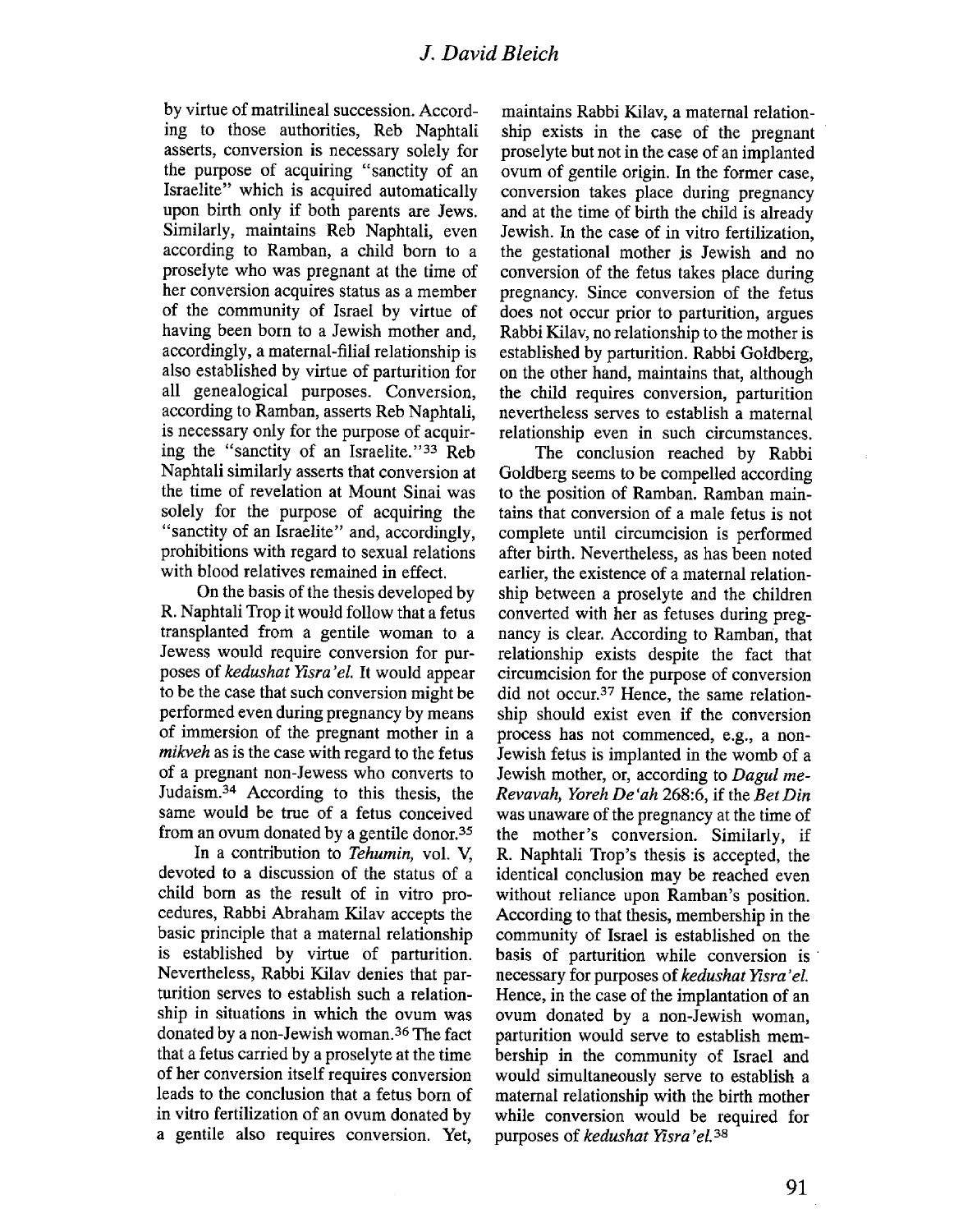by virtue of matrilineal succession. According to those authorities, Reb Naphtali asserts, conversion is necessary solely for the purpose of acquiring "sanctity of an Israelite" which is acquired automatically upon birth only if both parents are Jews. Similarly, maintains Reb Naphtali, even according to Ramban, a child born to a proselyte who was pregnant at the time of her conversion acquires status as a member of the community of Israel by virtue of having been born to a Jewish mother and, accordingly, a maternal-filial relationship is also established by virtue of parturition for all genealogical purposes. Conversion, according to Ramban, asserts Reb Naphtali, is necessary only for the purpose of acquiring the "sanctity of an Israelite."[33] Reb Naphtali similarly asserts that conversion at the time of revelation at Mount Sinai was solely for the purpose of acquiring the "sanctity of an Israelite" and, accordingly, prohibitions with regard to sexual relations with blood relatives remained in effect.

On the basis of the thesis developed by R. Naphtali Trop it would follow that a fetus transplanted from a gentile woman to a Jewess would require conversion for purposes of *kedushat Yisra'el.* It would appear to be the case that such conversion might be performed even during pregnancy by means of immersion of the pregnant mother in a *mikveh* as is the case with regard to the fetus of a pregnant non-Jewess who converts to Judaism.[34] According to this thesis, the same would be true of a fetus conceived from an ovum donated by a gentile donor.[35]

In a contribution to *Tehumin,* vol. V, devoted to a discussion of the status of a child born as the result of in vitro procedures, Rabbi Abraham Kilav accepts the basic principle that a maternal relationship is established by virtue of parturition. Nevertheless, Rabbi Kilav denies that parturition serves to establish such a relationship in situations in which the ovum was donated by a non-Jewish woman.[36] The fact that a fetus carried by a proselyte at the time of her conversion itself requires conversion leads to the conclusion that a fetus born of in vitro fertilization of an ovum donated by a gentile also requires conversion. Yet, maintains Rabbi Kilav, a maternal relationship exists in the case of the pregnant proselyte but not in the case of an implanted ovum of gentile origin. In the former case, conversion takes place during pregnancy and at the time of birth the child is already Jewish. In the case of in vitro fertilization, the gestational mother is Jewish and no conversion of the fetus takes place during pregnancy. Since conversion of the fetus does not occur prior to parturition, argues Rabbi Kilav, no relationship to the mother is established by parturition. Rabbi Goldberg, on the other hand, maintains that, although the child requires conversion, parturition nevertheless serves to establish a maternal relationship even in such circumstances.

The conclusion reached by Rabbi Goldberg seems to be compelled according to the position of Ramban. Ramban maintains that conversion of a male fetus is not complete until circumcision is performed after birth. Nevertheless, as has been noted earlier, the existence of a maternal relationship between a proselyte and the children converted with her as fetuses during pregnancy is clear. According to Ramban, that relationship exists despite the fact that circumcision for the purpose of conversion did not occur.[37] Hence, the same relationship should exist even if the conversion process has not commenced, e.g., a non-Jewish fetus is implanted in the womb of a Jewish mother, or, according to *Dagul me-Revavah, Yoreh De'ah* 268:6, if the *Bet Din* was unaware of the pregnancy at the time of the mother's conversion. Similarly, if R. Naphtali Trop's thesis is accepted, the identical conclusion may be reached even without reliance upon Ramban's position. According to that thesis, membership in the community of Israel is established on the basis of parturition while conversion is necessary for purposes of *kedushat Yisra'el.* Hence, in the case of the implantation of an ovum donated by a non-Jewish woman, parturition would serve to establish membership in the community of Israel and would simultaneously serve to establish a maternal relationship with the birth mother while conversion would be required for purposes of *kedushat Yisra'el.*[38]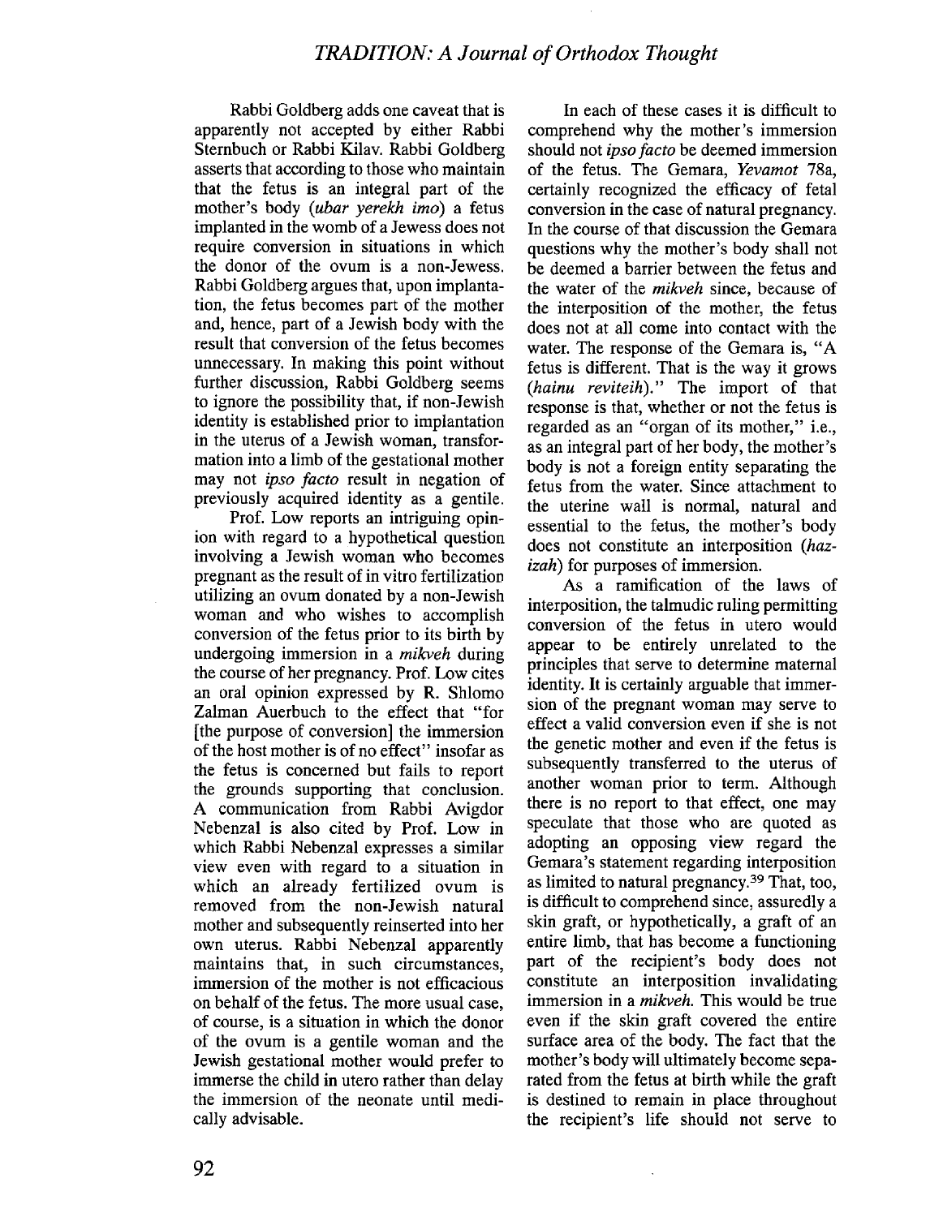Rabbi Goldberg adds one caveat that is apparently not accepted by either Rabbi Sternbuch or Rabbi Kilav. Rabbi Goldberg asserts that according to those who maintain that the fetus is an integral part of the mother's body (*ubar yerekh imo*) a fetus implanted in the womb of a Jewess does not require conversion in situations in which the donor of the ovum is a non-Jewess. Rabbi Goldberg argues that, upon implantation, the fetus becomes part of the mother and, hence, part of a Jewish body with the result that conversion of the fetus becomes unnecessary. In making this point without further discussion, Rabbi Goldberg seems to ignore the possibility that, if non-Jewish identity is established prior to implantation in the uterus of a Jewish woman, transformation into a limb of the gestational mother may not *ipso facto* result in negation of previously acquired identity as a gentile.

Prof. Low reports an intriguing opinion with regard to a hypothetical question involving a Jewish woman who becomes pregnant as the result of in vitro fertilization utilizing an ovum donated by a non-Jewish woman and who wishes to accomplish conversion of the fetus prior to its birth by undergoing immersion in a *mikveh* during the course of her pregnancy. Prof. Low cites an oral opinion expressed by R. Shlomo Zalman Auerbuch to the effect that "for [the purpose of conversion] the immersion of the host mother is of no effect" insofar as the fetus is concerned but fails to report the grounds supporting that conclusion. A communication from Rabbi Avigdor Nebenzal is also cited by Prof. Low in which Rabbi Nebenzal expresses a similar view even with regard to a situation in which an already fertilized ovum is removed from the non-Jewish natural mother and subsequently reinserted into her own uterus. Rabbi Nebenzal apparently maintains that, in such circumstances, immersion of the mother is not efficacious on behalf of the fetus. The more usual case, of course, is a situation in which the donor of the ovum is a gentile woman and the Jewish gestational mother would prefer to immerse the child in utero rather than delay the immersion of the neonate until medically advisable.

In each of these cases it is difficult to comprehend why the mother's immersion should not *ipso facto* be deemed immersion of the fetus. The Gemara, *Yevamot* 78a, certainly recognized the efficacy of fetal conversion in the case of natural pregnancy. In the course of that discussion the Gemara questions why the mother's body shall not be deemed a barrier between the fetus and the water of the *mikveh* since, because of the interposition of the mother, the fetus does not at all come into contact with the water. The response of the Gemara is, "A fetus is different. That is the way it grows (*hainu reviteih*)." The import of that response is that, whether or not the fetus is regarded as an "organ of its mother," i.e., as an integral part of her body, the mother's body is not a foreign entity separating the fetus from the water. Since attachment to the uterine wall is normal, natural and essential to the fetus, the mother's body does not constitute an interposition (*hazizah*) for purposes of immersion.

As a ramification of the laws of interposition, the talmudic ruling permitting conversion of the fetus in utero would appear to be entirely unrelated to the principles that serve to determine maternal identity. It is certainly arguable that immersion of the pregnant woman may serve to effect a valid conversion even if she is not the genetic mother and even if the fetus is subsequently transferred to the uterus of another woman prior to term. Although there is no report to that effect, one may speculate that those who are quoted as adopting an opposing view regard the Gemara's statement regarding interposition as limited to natural pregnancy.[39] That, too, is difficult to comprehend since, assuredly a skin graft, or hypothetically, a graft of an entire limb, that has become a functioning part of the recipient's body does not constitute an interposition invalidating immersion in a *mikveh*. This would be true even if the skin graft covered the entire surface area of the body. The fact that the mother's body will ultimately become separated from the fetus at birth while the graft is destined to remain in place throughout the recipient's life should not serve to